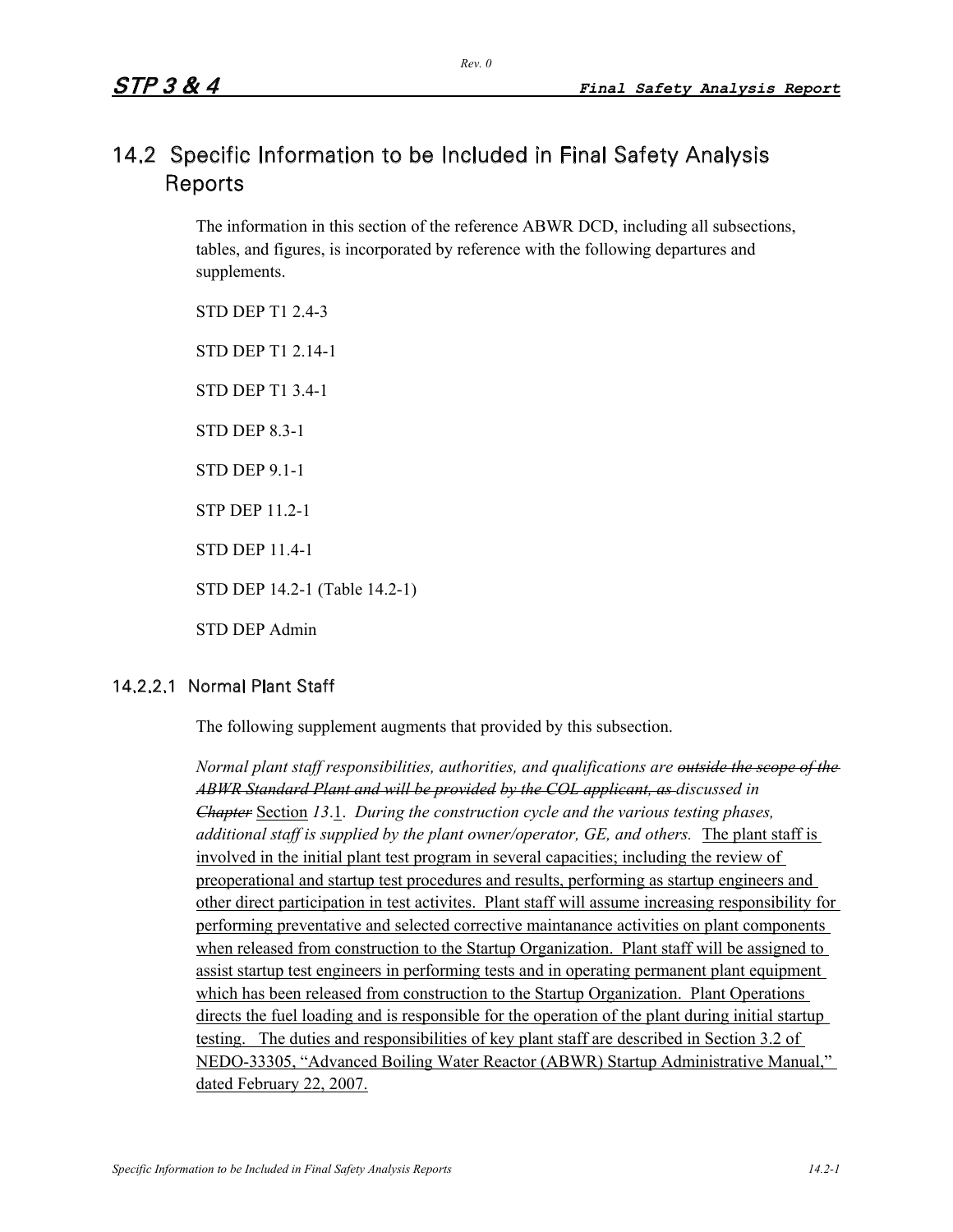## 14.2 Specific Information to be Included in Final Safety Analysis Reports

The information in this section of the reference ABWR DCD, including all subsections, tables, and figures, is incorporated by reference with the following departures and supplements.

STD DEP T1 2.4-3

STD DEP T1 2.14-1

STD DEP T1 3.4-1

STD DEP 8.3-1

STD DEP 9.1-1

STP DEP 11.2-1

STD DEP 11.4-1

STD DEP 14.2-1 (Table 14.2-1)

STD DEP Admin

### 14.2.2.1 Normal Plant Staff

The following supplement augments that provided by this subsection.

*Normal plant staff responsibilities, authorities, and qualifications are ~~outside the scope of the ABWR Standard Plant and will be provided~~ by the COL applicant, ~~as~~ discussed in ~~Chapter~~* Section *13.*1. *During the construction cycle and the various testing phases, additional staff is supplied by the plant owner/operator, GE, and others.* The plant staff is involved in the initial plant test program in several capacities; including the review of preoperational and startup test procedures and results, performing as startup engineers and other direct participation in test activites. Plant staff will assume increasing responsibility for performing preventative and selected corrective maintanance activities on plant components when released from construction to the Startup Organization. Plant staff will be assigned to assist startup test engineers in performing tests and in operating permanent plant equipment which has been released from construction to the Startup Organization. Plant Operations directs the fuel loading and is responsible for the operation of the plant during initial startup testing. The duties and responsibilities of key plant staff are described in Section 3.2 of NEDO-33305, "Advanced Boiling Water Reactor (ABWR) Startup Administrative Manual," dated February 22, 2007.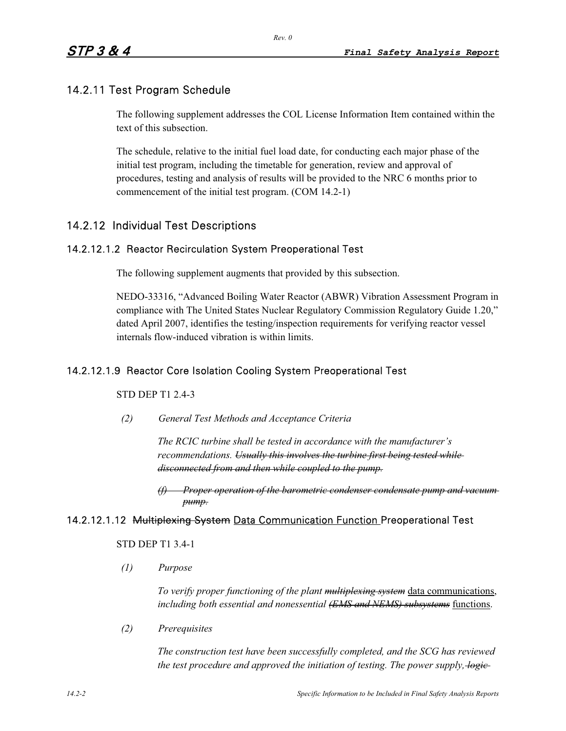## 14.2.11 Test Program Schedule

The following supplement addresses the COL License Information Item contained within the text of this subsection.

The schedule, relative to the initial fuel load date, for conducting each major phase of the initial test program, including the timetable for generation, review and approval of procedures, testing and analysis of results will be provided to the NRC 6 months prior to commencement of the initial test program. (COM 14.2-1)

## 14.2.12 Individual Test Descriptions

### 14.2.12.1.2 Reactor Recirculation System Preoperational Test

The following supplement augments that provided by this subsection.

NEDO-33316, "Advanced Boiling Water Reactor (ABWR) Vibration Assessment Program in compliance with The United States Nuclear Regulatory Commission Regulatory Guide 1.20," dated April 2007, identifies the testing/inspection requirements for verifying reactor vessel internals flow-induced vibration is within limits.

### 14.2.12.1.9 Reactor Core Isolation Cooling System Preoperational Test

STD DEP T1 2.4-3

*(2) General Test Methods and Acceptance Criteria*

*The RCIC turbine shall be tested in accordance with the manufacturer's recommendations.* ~~*Usually this involves the turbine first being tested while disconnected from and then while coupled to the pump.*~~

~~*(f) Proper operation of the barometric condenser condensate pump and vacuum pump.*~~

### 14.2.12.1.12 ~~Multiplexing System~~ <u>Data Communication Function</u> Preoperational Test

STD DEP T1 3.4-1

*(1) Purpose*

*To verify proper functioning of the plant* ~~*multiplexing system*~~ <u>data communications</u>, *including both essential and nonessential* ~~*(EMS and NEMS) subsystems*~~ <u>functions</u>.

*(2) Prerequisites*

*The construction test have been successfully completed, and the SCG has reviewed the test procedure and approved the initiation of testing. The power supply,* ~~*logic*~~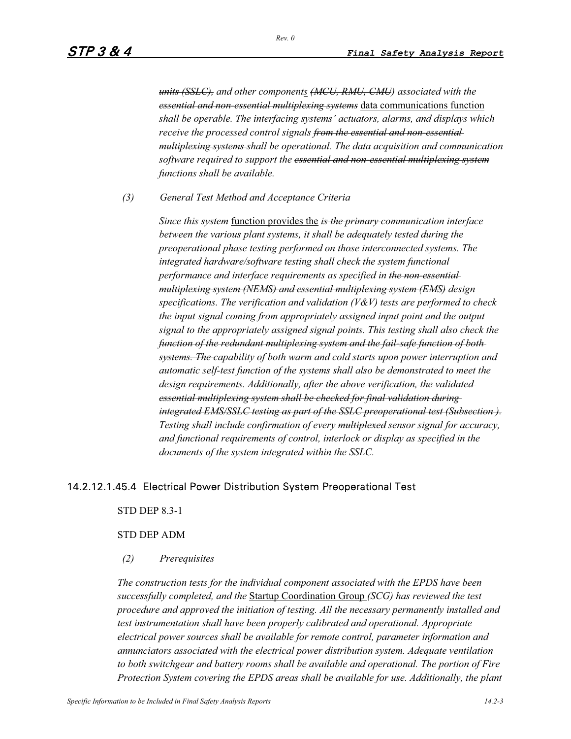*~~units (SSLC),~~ and other components ~~(MCU, RMU, CMU~~) associated with the ~~essential and non-essential multiplexing systems~~* data communications function *shall be operable. The interfacing systems' actuators, alarms, and displays which receive the processed control signals ~~from the essential and non-essential multiplexing systems~~ shall be operational. The data acquisition and communication software required to support the ~~essential and non-essential multiplexing system~~ functions shall be available.*

*(3) General Test Method and Acceptance Criteria*

*Since this ~~system~~* function provides the *~~is the primary~~ communication interface between the various plant systems, it shall be adequately tested during the preoperational phase testing performed on those interconnected systems. The integrated hardware/software testing shall check the system functional performance and interface requirements as specified in ~~the non-essential multiplexing system (NEMS) and essential multiplexing system (EMS)~~ design specifications. The verification and validation (V&V) tests are performed to check the input signal coming from appropriately assigned input point and the output signal to the appropriately assigned signal points. This testing shall also check the ~~function of the redundant multiplexing system and the fail-safe function of both systems. The~~ capability of both warm and cold starts upon power interruption and automatic self-test function of the systems shall also be demonstrated to meet the design requirements. ~~Additionally, after the above verification, the validated essential multiplexing system shall be checked for final validation during integrated EMS/SSLC testing as part of the SSLC preoperational test (Subsection ).~~ Testing shall include confirmation of every ~~multiplexed~~ sensor signal for accuracy, and functional requirements of control, interlock or display as specified in the documents of the system integrated within the SSLC.*

### 14.2.12.1.45.4 Electrical Power Distribution System Preoperational Test

STD DEP 8.3-1

STD DEP ADM

*(2) Prerequisites*

*The construction tests for the individual component associated with the EPDS have been successfully completed, and the* Startup Coordination Group *(SCG) has reviewed the test procedure and approved the initiation of testing. All the necessary permanently installed and test instrumentation shall have been properly calibrated and operational. Appropriate electrical power sources shall be available for remote control, parameter information and annunciators associated with the electrical power distribution system. Adequate ventilation to both switchgear and battery rooms shall be available and operational. The portion of Fire Protection System covering the EPDS areas shall be available for use. Additionally, the plant*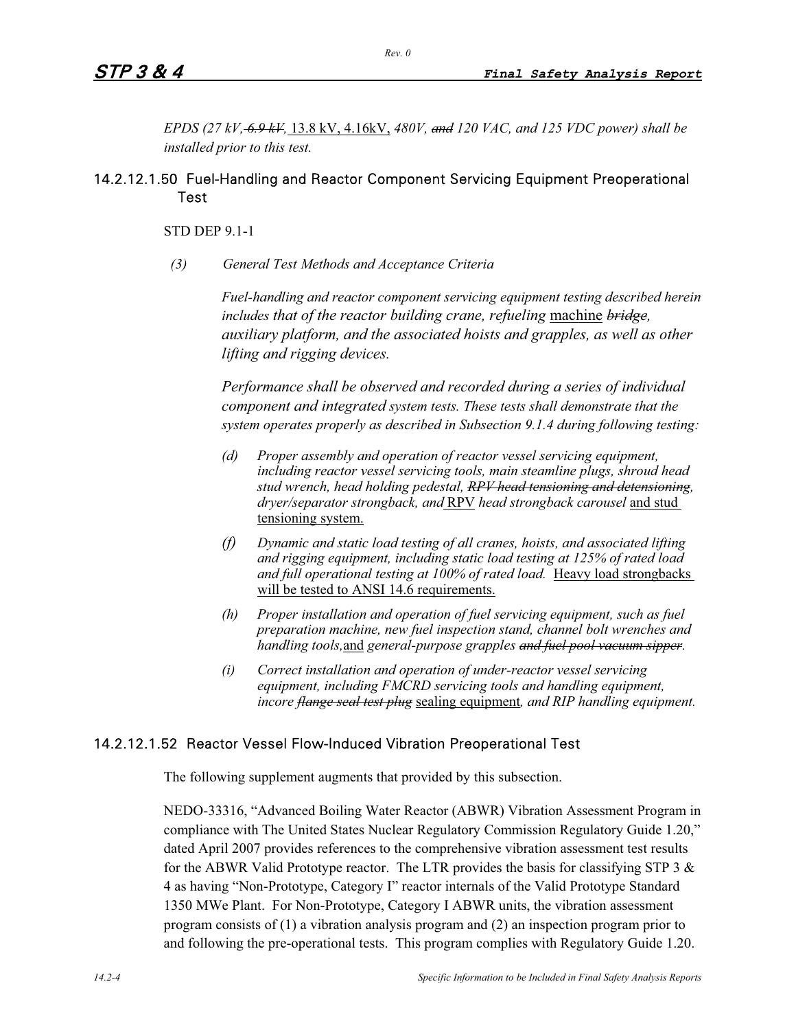*EPDS (27 kV, ~~6.9 kV~~,* 13.8 kV, 4.16kV, *480V, ~~and~~ 120 VAC, and 125 VDC power) shall be installed prior to this test.*

### 14.2.12.1.50 Fuel-Handling and Reactor Component Servicing Equipment Preoperational Test

STD DEP 9.1-1

*(3) General Test Methods and Acceptance Criteria*

*Fuel-handling and reactor component servicing equipment testing described herein includes that of the reactor building crane, refueling* machine *~~bridge~~, auxiliary platform, and the associated hoists and grapples, as well as other lifting and rigging devices.*

*Performance shall be observed and recorded during a series of individual component and integrated system tests. These tests shall demonstrate that the system operates properly as described in Subsection 9.1.4 during following testing:*

- *(d) Proper assembly and operation of reactor vessel servicing equipment, including reactor vessel servicing tools, main steamline plugs, shroud head stud wrench, head holding pedestal, ~~RPV head tensioning and detensioning~~, dryer/separator strongback, and* RPV *head strongback carousel* and stud tensioning system.
- *(f) Dynamic and static load testing of all cranes, hoists, and associated lifting and rigging equipment, including static load testing at 125% of rated load and full operational testing at 100% of rated load.* Heavy load strongbacks will be tested to ANSI 14.6 requirements.
- *(h) Proper installation and operation of fuel servicing equipment, such as fuel preparation machine, new fuel inspection stand, channel bolt wrenches and handling tools,* and *general-purpose grapples ~~and fuel pool vacuum sipper~~.*
- *(i) Correct installation and operation of under-reactor vessel servicing equipment, including FMCRD servicing tools and handling equipment, incore ~~flange seal test plug~~* sealing equipment*, and RIP handling equipment.*

### 14.2.12.1.52 Reactor Vessel Flow-Induced Vibration Preoperational Test

The following supplement augments that provided by this subsection.

NEDO-33316, "Advanced Boiling Water Reactor (ABWR) Vibration Assessment Program in compliance with The United States Nuclear Regulatory Commission Regulatory Guide 1.20," dated April 2007 provides references to the comprehensive vibration assessment test results for the ABWR Valid Prototype reactor. The LTR provides the basis for classifying STP 3 & 4 as having "Non-Prototype, Category I" reactor internals of the Valid Prototype Standard 1350 MWe Plant. For Non-Prototype, Category I ABWR units, the vibration assessment program consists of (1) a vibration analysis program and (2) an inspection program prior to and following the pre-operational tests. This program complies with Regulatory Guide 1.20.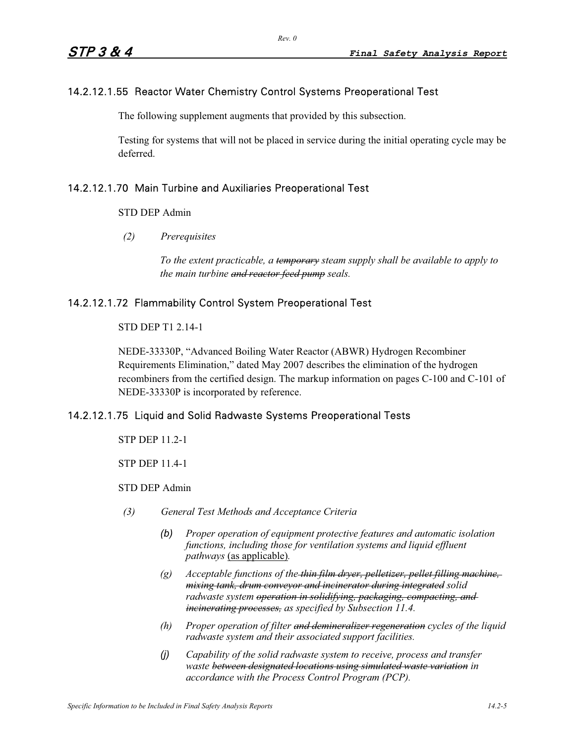### 14.2.12.1.55 Reactor Water Chemistry Control Systems Preoperational Test

The following supplement augments that provided by this subsection.

Testing for systems that will not be placed in service during the initial operating cycle may be deferred.

### 14.2.12.1.70 Main Turbine and Auxiliaries Preoperational Test

STD DEP Admin

*(2) Prerequisites*

*To the extent practicable, a ~~temporary~~ steam supply shall be available to apply to the main turbine ~~and reactor feed pump~~ seals.*

### 14.2.12.1.72 Flammability Control System Preoperational Test

STD DEP T1 2.14-1

NEDE-33330P, "Advanced Boiling Water Reactor (ABWR) Hydrogen Recombiner Requirements Elimination," dated May 2007 describes the elimination of the hydrogen recombiners from the certified design. The markup information on pages C-100 and C-101 of NEDE-33330P is incorporated by reference.

### 14.2.12.1.75 Liquid and Solid Radwaste Systems Preoperational Tests

STP DEP 11.2-1

STP DEP 11.4-1

STD DEP Admin

*(3) General Test Methods and Acceptance Criteria*

*(b) Proper operation of equipment protective features and automatic isolation functions, including those for ventilation systems and liquid effluent pathways* <u>(as applicable)</u>*.*

*(g) Acceptable functions of the ~~thin film dryer, pelletizer, pellet filling machine, mixing tank, drum conveyor and incinerator during integrated~~ solid radwaste system ~~operation in solidifying, packaging, compacting, and incinerating processes,~~ as specified by Subsection 11.4.*

*(h) Proper operation of filter ~~and demineralizer regeneration~~ cycles of the liquid radwaste system and their associated support facilities.*

*(j) Capability of the solid radwaste system to receive, process and transfer waste ~~between designated locations using simulated waste variation~~ in accordance with the Process Control Program (PCP).*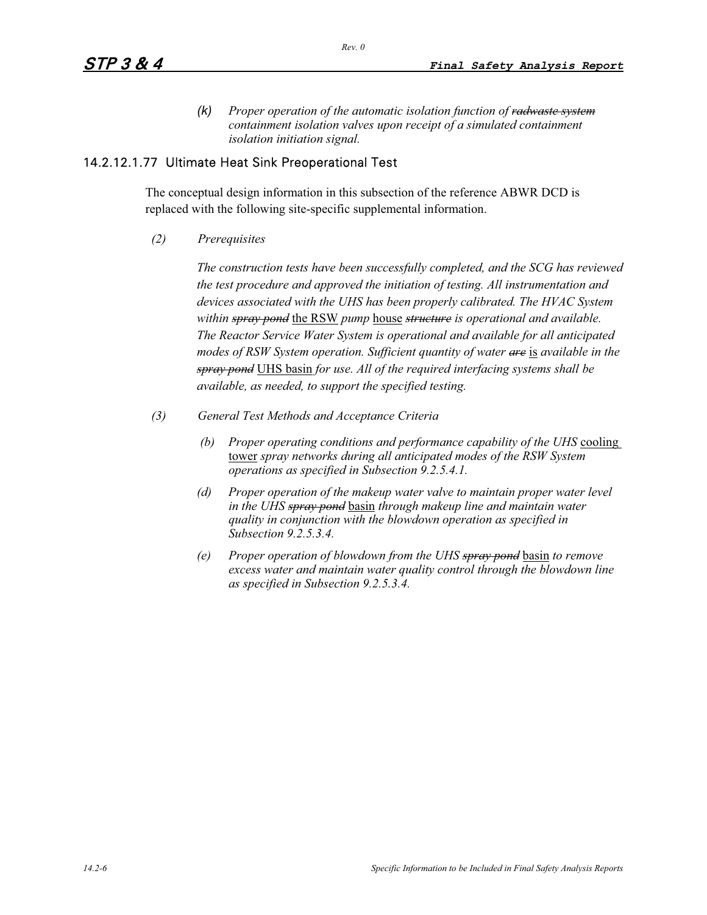*(k) Proper operation of the automatic isolation function of ~~radwaste system~~ containment isolation valves upon receipt of a simulated containment isolation initiation signal.*

### 14.2.12.1.77 Ultimate Heat Sink Preoperational Test

The conceptual design information in this subsection of the reference ABWR DCD is replaced with the following site-specific supplemental information.

*(2) Prerequisites*

*The construction tests have been successfully completed, and the SCG has reviewed the test procedure and approved the initiation of testing. All instrumentation and devices associated with the UHS has been properly calibrated. The HVAC System within ~~spray pond~~* <u>the RSW</u> *pump* <u>house</u> *~~structure~~ is operational and available. The Reactor Service Water System is operational and available for all anticipated modes of RSW System operation. Sufficient quantity of water ~~are~~* <u>is</u> *available in the ~~spray pond~~* <u>UHS basin</u> *for use. All of the required interfacing systems shall be available, as needed, to support the specified testing.*

*(3) General Test Methods and Acceptance Criteria*

*(b) Proper operating conditions and performance capability of the UHS* <u>cooling tower</u> *spray networks during all anticipated modes of the RSW System operations as specified in Subsection 9.2.5.4.1.*

*(d) Proper operation of the makeup water valve to maintain proper water level in the UHS ~~spray pond~~* <u>basin</u> *through makeup line and maintain water quality in conjunction with the blowdown operation as specified in Subsection 9.2.5.3.4.*

*(e) Proper operation of blowdown from the UHS ~~spray pond~~* <u>basin</u> *to remove excess water and maintain water quality control through the blowdown line as specified in Subsection 9.2.5.3.4.*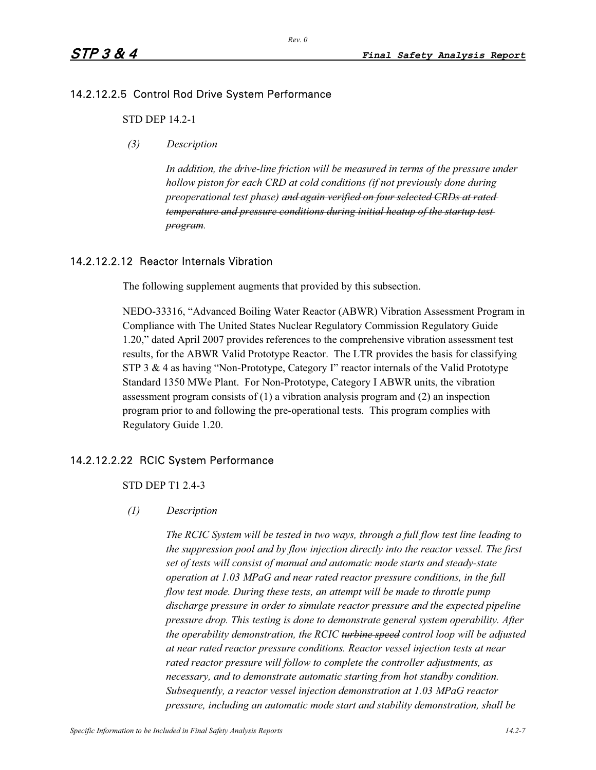### 14.2.12.2.5 Control Rod Drive System Performance

STD DEP 14.2-1

*(3) Description*

*In addition, the drive-line friction will be measured in terms of the pressure under hollow piston for each CRD at cold conditions (if not previously done during preoperational test phase)* ~~*and again verified on four selected CRDs at rated temperature and pressure conditions during initial heatup of the startup test program*~~.

### 14.2.12.2.12 Reactor Internals Vibration

The following supplement augments that provided by this subsection.

NEDO-33316, "Advanced Boiling Water Reactor (ABWR) Vibration Assessment Program in Compliance with The United States Nuclear Regulatory Commission Regulatory Guide 1.20," dated April 2007 provides references to the comprehensive vibration assessment test results, for the ABWR Valid Prototype Reactor. The LTR provides the basis for classifying STP 3 & 4 as having "Non-Prototype, Category I" reactor internals of the Valid Prototype Standard 1350 MWe Plant. For Non-Prototype, Category I ABWR units, the vibration assessment program consists of (1) a vibration analysis program and (2) an inspection program prior to and following the pre-operational tests. This program complies with Regulatory Guide 1.20.

### 14.2.12.2.22 RCIC System Performance

STD DEP T1 2.4-3

*(1) Description*

*The RCIC System will be tested in two ways, through a full flow test line leading to the suppression pool and by flow injection directly into the reactor vessel. The first set of tests will consist of manual and automatic mode starts and steady-state operation at 1.03 MPaG and near rated reactor pressure conditions, in the full flow test mode. During these tests, an attempt will be made to throttle pump discharge pressure in order to simulate reactor pressure and the expected pipeline pressure drop. This testing is done to demonstrate general system operability. After the operability demonstration, the RCIC* ~~*turbine speed*~~ *control loop will be adjusted at near rated reactor pressure conditions. Reactor vessel injection tests at near rated reactor pressure will follow to complete the controller adjustments, as necessary, and to demonstrate automatic starting from hot standby condition. Subsequently, a reactor vessel injection demonstration at 1.03 MPaG reactor pressure, including an automatic mode start and stability demonstration, shall be*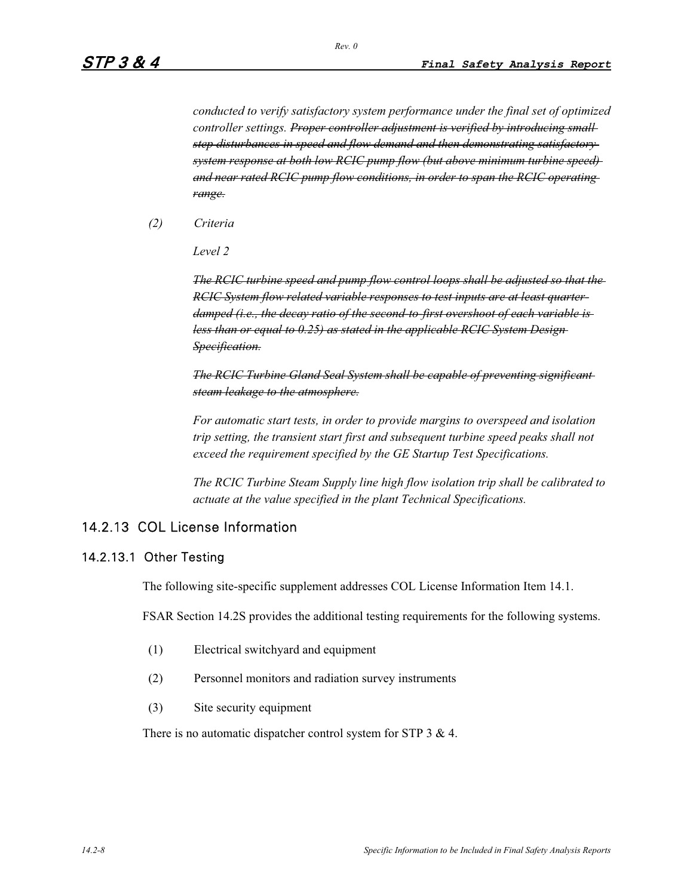*conducted to verify satisfactory system performance under the final set of optimized controller settings.* ~~*Proper controller adjustment is verified by introducing small step disturbances in speed and flow demand and then demonstrating satisfactory system response at both low RCIC pump flow (but above minimum turbine speed) and near rated RCIC pump flow conditions, in order to span the RCIC operating range.*~~

*(2) Criteria*

*Level 2*

~~*The RCIC turbine speed and pump flow control loops shall be adjusted so that the RCIC System flow related variable responses to test inputs are at least quarter damped (i.e., the decay ratio of the second-to-first overshoot of each variable is less than or equal to 0.25) as stated in the applicable RCIC System Design Specification.*~~

~~*The RCIC Turbine Gland Seal System shall be capable of preventing significant steam leakage to the atmosphere.*~~

*For automatic start tests, in order to provide margins to overspeed and isolation trip setting, the transient start first and subsequent turbine speed peaks shall not exceed the requirement specified by the GE Startup Test Specifications.*

*The RCIC Turbine Steam Supply line high flow isolation trip shall be calibrated to actuate at the value specified in the plant Technical Specifications.*

## 14.2.13 COL License Information

### 14.2.13.1 Other Testing

The following site-specific supplement addresses COL License Information Item 14.1.

FSAR Section 14.2S provides the additional testing requirements for the following systems.

(1) Electrical switchyard and equipment

(2) Personnel monitors and radiation survey instruments

(3) Site security equipment

There is no automatic dispatcher control system for STP 3 & 4.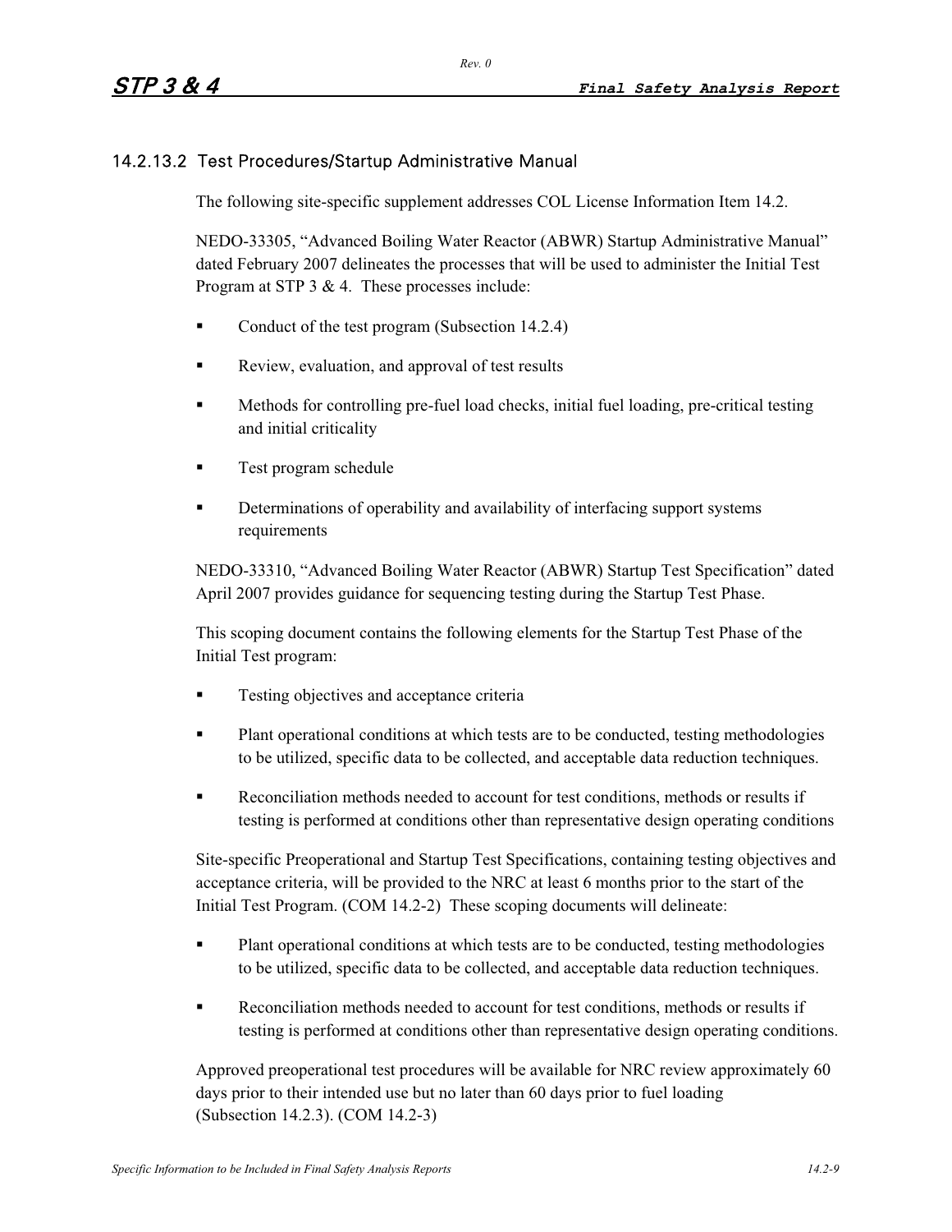### 14.2.13.2 Test Procedures/Startup Administrative Manual

The following site-specific supplement addresses COL License Information Item 14.2.

NEDO-33305, "Advanced Boiling Water Reactor (ABWR) Startup Administrative Manual" dated February 2007 delineates the processes that will be used to administer the Initial Test Program at STP 3 & 4. These processes include:

- Conduct of the test program (Subsection 14.2.4)
- Review, evaluation, and approval of test results
- Methods for controlling pre-fuel load checks, initial fuel loading, pre-critical testing and initial criticality
- Test program schedule
- Determinations of operability and availability of interfacing support systems requirements

NEDO-33310, "Advanced Boiling Water Reactor (ABWR) Startup Test Specification" dated April 2007 provides guidance for sequencing testing during the Startup Test Phase.

This scoping document contains the following elements for the Startup Test Phase of the Initial Test program:

- Testing objectives and acceptance criteria
- Plant operational conditions at which tests are to be conducted, testing methodologies to be utilized, specific data to be collected, and acceptable data reduction techniques.
- Reconciliation methods needed to account for test conditions, methods or results if testing is performed at conditions other than representative design operating conditions

Site-specific Preoperational and Startup Test Specifications, containing testing objectives and acceptance criteria, will be provided to the NRC at least 6 months prior to the start of the Initial Test Program. (COM 14.2-2) These scoping documents will delineate:

- Plant operational conditions at which tests are to be conducted, testing methodologies to be utilized, specific data to be collected, and acceptable data reduction techniques.
- Reconciliation methods needed to account for test conditions, methods or results if testing is performed at conditions other than representative design operating conditions.

Approved preoperational test procedures will be available for NRC review approximately 60 days prior to their intended use but no later than 60 days prior to fuel loading (Subsection 14.2.3). (COM 14.2-3)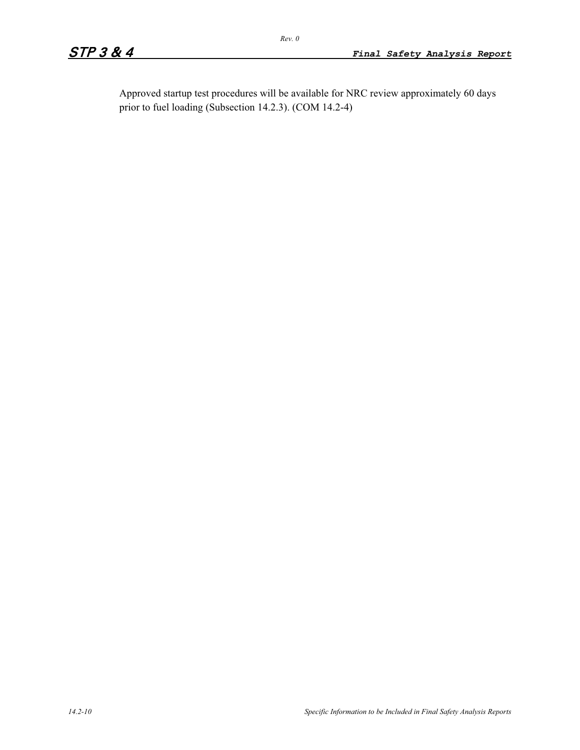Approved startup test procedures will be available for NRC review approximately 60 days prior to fuel loading (Subsection 14.2.3). (COM 14.2-4)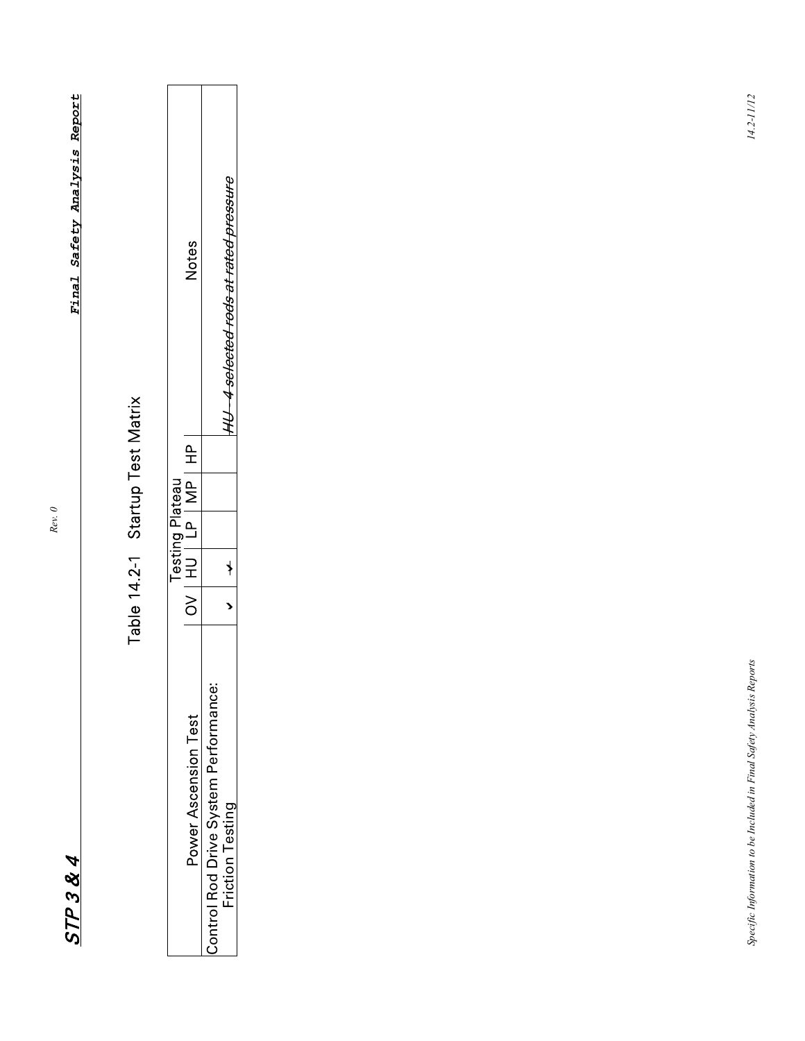Table 14.2-1 Startup Test Matrix

| Power Ascension Test | Testing Plateau | | | | | Notes |
|---|---|---|---|---|---|---|
| | OV | HU | LP | MP | HP | |
| Control Rod Drive System Performance: Friction Testing | ✓ | ~~✓~~ | | | | ~~HU–4 selected rods at rated pressure~~ |

*Specific Information to be Included in Final Safety Analysis Reports*